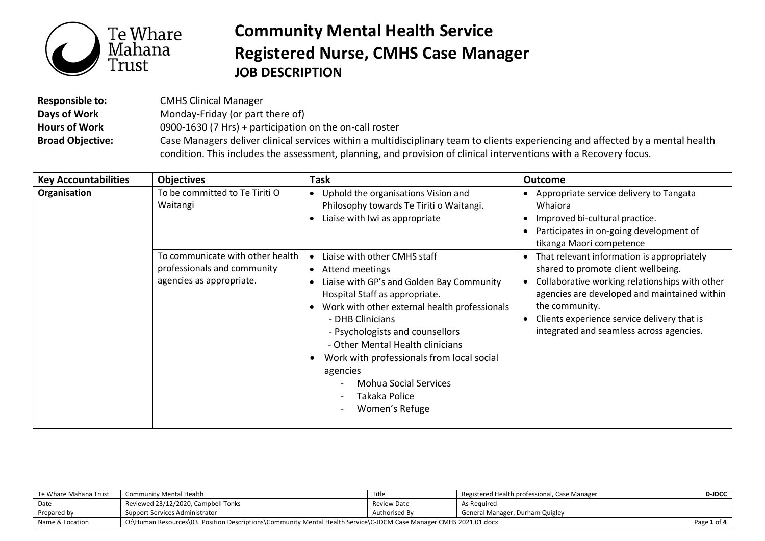Te Whare Mahana Trust

# Community Mental Health Service
# Registered Nurse, CMHS Case Manager
## JOB DESCRIPTION

**Responsible to:** CMHS Clinical Manager
**Days of Work** Monday-Friday (or part there of)
**Hours of Work** 0900-1630 (7 Hrs) + participation on the on-call roster
**Broad Objective:** Case Managers deliver clinical services within a multidisciplinary team to clients experiencing and affected by a mental health condition. This includes the assessment, planning, and provision of clinical interventions with a Recovery focus.

| Key Accountabilities | Objectives | Task | Outcome |
|---|---|---|---|
| **Organisation** | To be committed to Te Tiriti O Waitangi | • Uphold the organisations Vision and Philosophy towards Te Tiriti o Waitangi.<br>• Liaise with Iwi as appropriate | • Appropriate service delivery to Tangata Whaiora<br>• Improved bi-cultural practice.<br>• Participates in on-going development of tikanga Maori competence |
| | To communicate with other health professionals and community agencies as appropriate. | • Liaise with other CMHS staff<br>• Attend meetings<br>• Liaise with GP's and Golden Bay Community Hospital Staff as appropriate.<br>• Work with other external health professionals<br>  - DHB Clinicians<br>  - Psychologists and counsellors<br>  - Other Mental Health clinicians<br>• Work with professionals from local social agencies<br>  - Mohua Social Services<br>  - Takaka Police<br>  - Women's Refuge | • That relevant information is appropriately shared to promote client wellbeing.<br>• Collaborative working relationships with other agencies are developed and maintained within the community.<br>• Clients experience service delivery that is integrated and seamless across agencies. |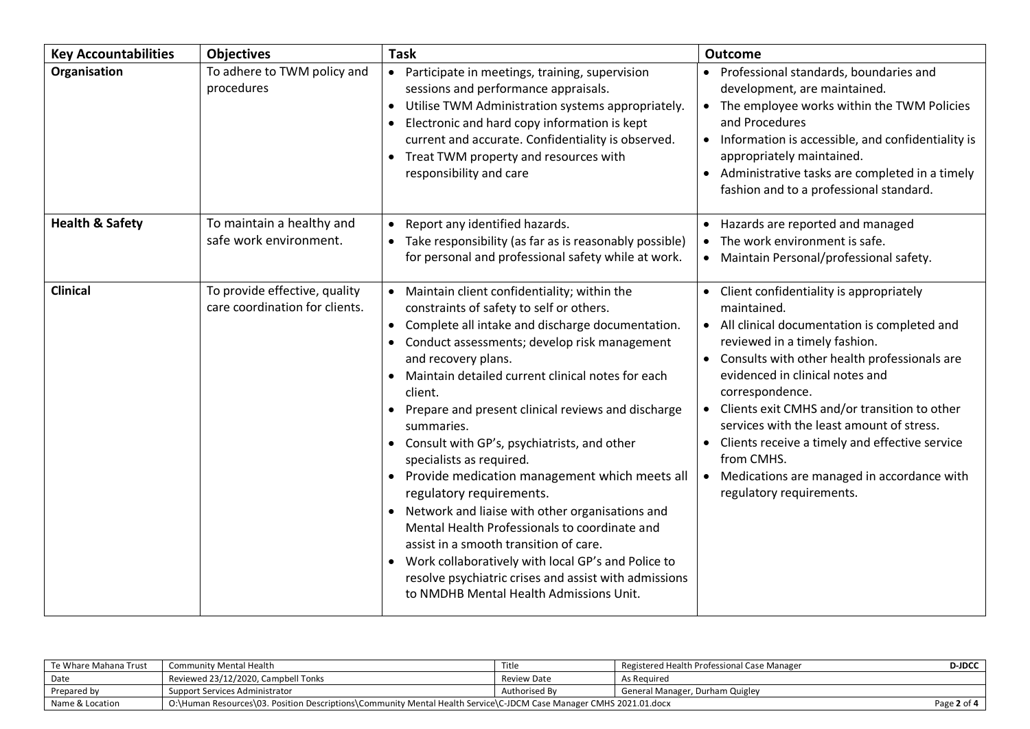| Key Accountabilities | Objectives | Task | Outcome |
|---|---|---|---|
| **Organisation** | To adhere to TWM policy and procedures | • Participate in meetings, training, supervision sessions and performance appraisals.<br>• Utilise TWM Administration systems appropriately.<br>• Electronic and hard copy information is kept current and accurate. Confidentiality is observed.<br>• Treat TWM property and resources with responsibility and care | • Professional standards, boundaries and development, are maintained.<br>• The employee works within the TWM Policies and Procedures<br>• Information is accessible, and confidentiality is appropriately maintained.<br>• Administrative tasks are completed in a timely fashion and to a professional standard. |
| **Health & Safety** | To maintain a healthy and safe work environment. | • Report any identified hazards.<br>• Take responsibility (as far as is reasonably possible) for personal and professional safety while at work. | • Hazards are reported and managed<br>• The work environment is safe.<br>• Maintain Personal/professional safety. |
| **Clinical** | To provide effective, quality care coordination for clients. | • Maintain client confidentiality; within the constraints of safety to self or others.<br>• Complete all intake and discharge documentation.<br>• Conduct assessments; develop risk management and recovery plans.<br>• Maintain detailed current clinical notes for each client.<br>• Prepare and present clinical reviews and discharge summaries.<br>• Consult with GP's, psychiatrists, and other specialists as required.<br>• Provide medication management which meets all regulatory requirements.<br>• Network and liaise with other organisations and Mental Health Professionals to coordinate and assist in a smooth transition of care.<br>• Work collaboratively with local GP's and Police to resolve psychiatric crises and assist with admissions to NMDHB Mental Health Admissions Unit. | • Client confidentiality is appropriately maintained.<br>• All clinical documentation is completed and reviewed in a timely fashion.<br>• Consults with other health professionals are evidenced in clinical notes and correspondence.<br>• Clients exit CMHS and/or transition to other services with the least amount of stress.<br>• Clients receive a timely and effective service from CMHS.<br>• Medications are managed in accordance with regulatory requirements. |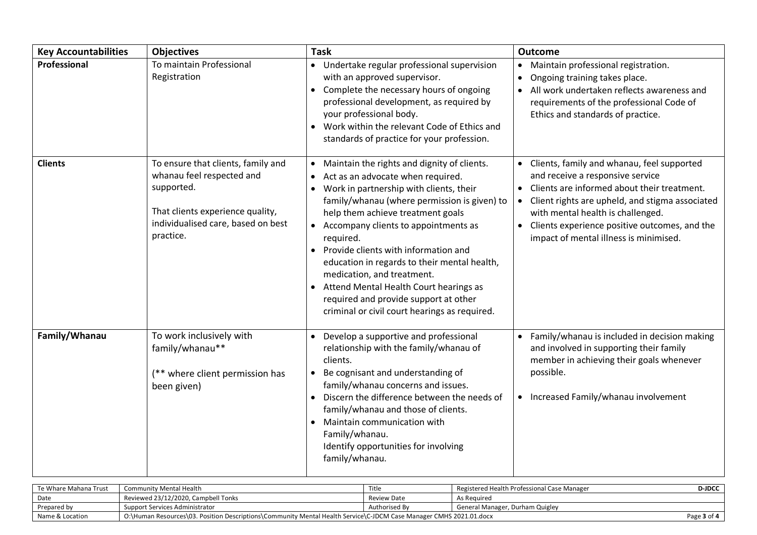| Key Accountabilities | Objectives | Task | Outcome |
|---|---|---|---|
| **Professional** | To maintain Professional Registration | • Undertake regular professional supervision with an approved supervisor.<br>• Complete the necessary hours of ongoing professional development, as required by your professional body.<br>• Work within the relevant Code of Ethics and standards of practice for your profession. | • Maintain professional registration.<br>• Ongoing training takes place.<br>• All work undertaken reflects awareness and requirements of the professional Code of Ethics and standards of practice. |
| **Clients** | To ensure that clients, family and whanau feel respected and supported.<br><br>That clients experience quality, individualised care, based on best practice. | • Maintain the rights and dignity of clients.<br>• Act as an advocate when required.<br>• Work in partnership with clients, their family/whanau (where permission is given) to help them achieve treatment goals<br>• Accompany clients to appointments as required.<br>• Provide clients with information and education in regards to their mental health, medication, and treatment.<br>• Attend Mental Health Court hearings as required and provide support at other criminal or civil court hearings as required. | • Clients, family and whanau, feel supported and receive a responsive service<br>• Clients are informed about their treatment.<br>• Client rights are upheld, and stigma associated with mental health is challenged.<br>• Clients experience positive outcomes, and the impact of mental illness is minimised. |
| **Family/Whanau** | To work inclusively with family/whanau**<br><br>(** where client permission has been given) | • Develop a supportive and professional relationship with the family/whanau of clients.<br>• Be cognisant and understanding of family/whanau concerns and issues.<br>• Discern the difference between the needs of family/whanau and those of clients.<br>• Maintain communication with Family/whanau.<br>Identify opportunities for involving family/whanau. | • Family/whanau is included in decision making and involved in supporting their family member in achieving their goals whenever possible.<br><br>• Increased Family/whanau involvement |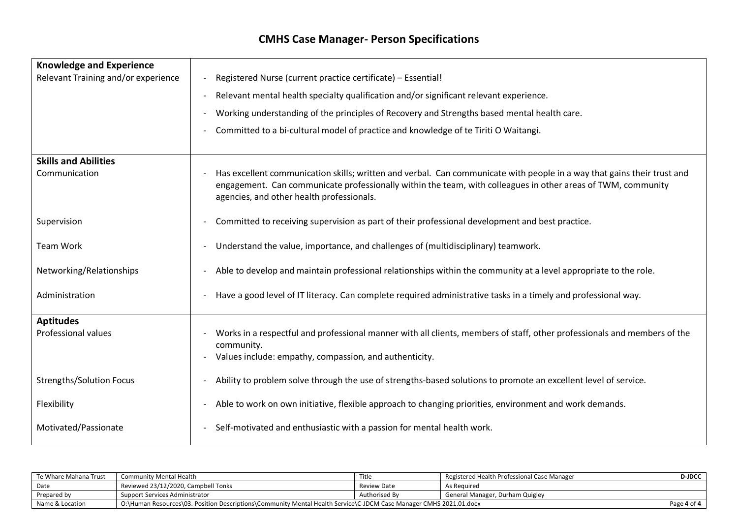# CMHS Case Manager- Person Specifications

| | |
|---|---|
| **Knowledge and Experience** | |
| Relevant Training and/or experience | - Registered Nurse (current practice certificate) – Essential!<br>- Relevant mental health specialty qualification and/or significant relevant experience.<br>- Working understanding of the principles of Recovery and Strengths based mental health care.<br>- Committed to a bi-cultural model of practice and knowledge of te Tiriti O Waitangi. |
| **Skills and Abilities** | |
| Communication | - Has excellent communication skills; written and verbal. Can communicate with people in a way that gains their trust and engagement. Can communicate professionally within the team, with colleagues in other areas of TWM, community agencies, and other health professionals. |
| Supervision | - Committed to receiving supervision as part of their professional development and best practice. |
| Team Work | - Understand the value, importance, and challenges of (multidisciplinary) teamwork. |
| Networking/Relationships | - Able to develop and maintain professional relationships within the community at a level appropriate to the role. |
| Administration | - Have a good level of IT literacy. Can complete required administrative tasks in a timely and professional way. |
| **Aptitudes** | |
| Professional values | - Works in a respectful and professional manner with all clients, members of staff, other professionals and members of the community.<br>- Values include: empathy, compassion, and authenticity. |
| Strengths/Solution Focus | - Ability to problem solve through the use of strengths-based solutions to promote an excellent level of service. |
| Flexibility | - Able to work on own initiative, flexible approach to changing priorities, environment and work demands. |
| Motivated/Passionate | - Self-motivated and enthusiastic with a passion for mental health work. |